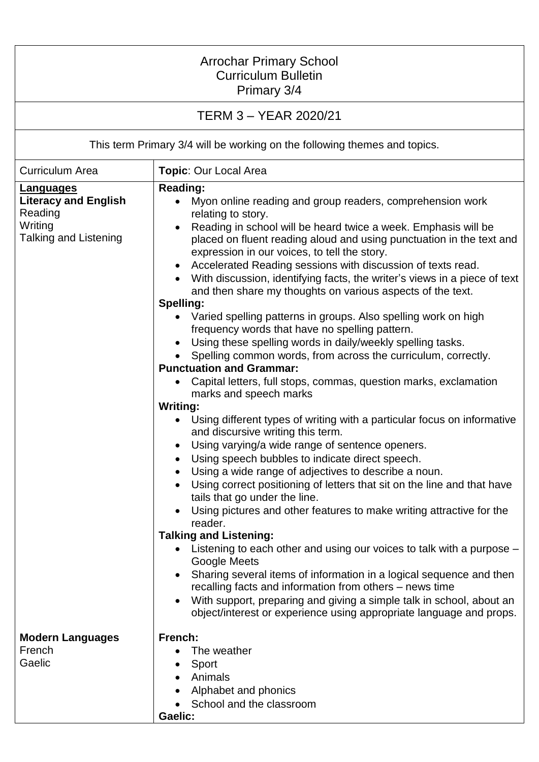| Arrochar Primary School<br>Curriculum Bulletin<br>Primary 3/4 | |
|---|---|
| TERM 3 – YEAR 2020/21 | |
| This term Primary 3/4 will be working on the following themes and topics. | |
| Curriculum Area | **Topic**: Our Local Area |
| **Languages**<br>**Literacy and English**<br>Reading<br>Writing<br>Talking and Listening | **Reading:**<br>• Myon online reading and group readers, comprehension work relating to story.<br>• Reading in school will be heard twice a week. Emphasis will be placed on fluent reading aloud and using punctuation in the text and expression in our voices, to tell the story.<br>• Accelerated Reading sessions with discussion of texts read.<br>• With discussion, identifying facts, the writer's views in a piece of text and then share my thoughts on various aspects of the text.<br>**Spelling:**<br>• Varied spelling patterns in groups. Also spelling work on high frequency words that have no spelling pattern.<br>• Using these spelling words in daily/weekly spelling tasks.<br>• Spelling common words, from across the curriculum, correctly.<br>**Punctuation and Grammar:**<br>• Capital letters, full stops, commas, question marks, exclamation marks and speech marks<br>**Writing:**<br>• Using different types of writing with a particular focus on informative and discursive writing this term.<br>• Using varying/a wide range of sentence openers.<br>• Using speech bubbles to indicate direct speech.<br>• Using a wide range of adjectives to describe a noun.<br>• Using correct positioning of letters that sit on the line and that have tails that go under the line.<br>• Using pictures and other features to make writing attractive for the reader.<br>**Talking and Listening:**<br>• Listening to each other and using our voices to talk with a purpose – Google Meets<br>• Sharing several items of information in a logical sequence and then recalling facts and information from others – news time<br>• With support, preparing and giving a simple talk in school, about an object/interest or experience using appropriate language and props. |
| **Modern Languages**<br>French<br>Gaelic | **French:**<br>• The weather<br>• Sport<br>• Animals<br>• Alphabet and phonics<br>• School and the classroom<br>**Gaelic:** |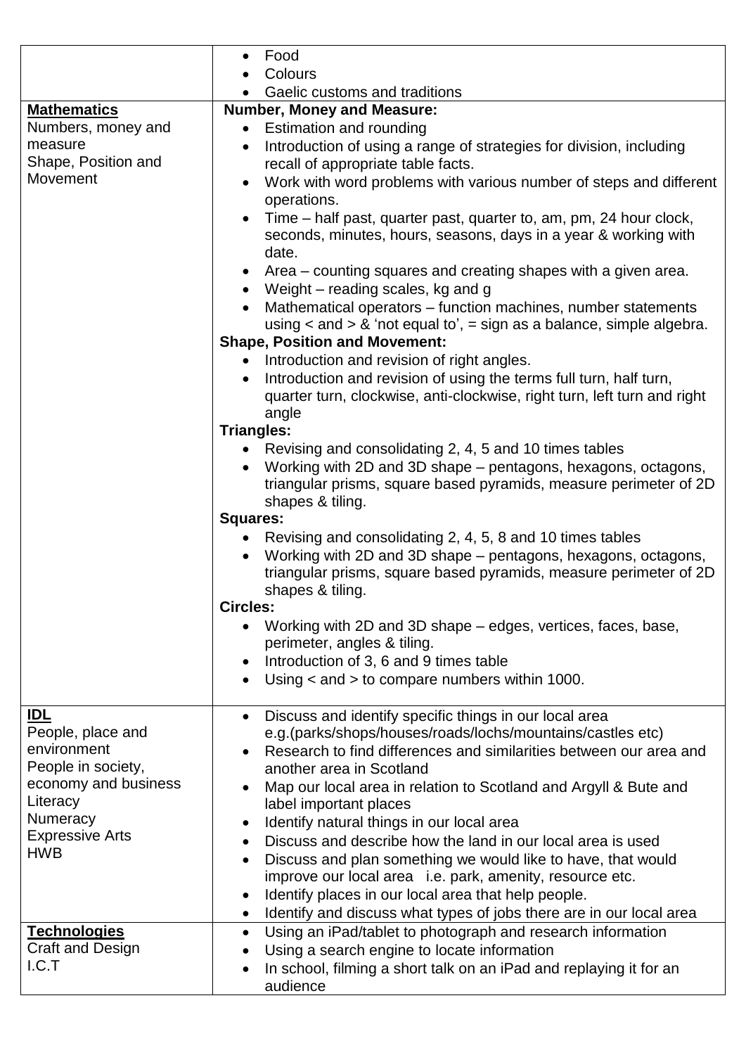| | |
|---|---|
| | • Food<br>• Colours<br>• Gaelic customs and traditions |
| **Mathematics**<br>Numbers, money and measure<br>Shape, Position and Movement | **Number, Money and Measure:**<br>• Estimation and rounding<br>• Introduction of using a range of strategies for division, including recall of appropriate table facts.<br>• Work with word problems with various number of steps and different operations.<br>• Time – half past, quarter past, quarter to, am, pm, 24 hour clock, seconds, minutes, hours, seasons, days in a year & working with date.<br>• Area – counting squares and creating shapes with a given area.<br>• Weight – reading scales, kg and g<br>• Mathematical operators – function machines, number statements using < and > & 'not equal to', = sign as a balance, simple algebra.<br>**Shape, Position and Movement:**<br>• Introduction and revision of right angles.<br>• Introduction and revision of using the terms full turn, half turn, quarter turn, clockwise, anti-clockwise, right turn, left turn and right angle<br>**Triangles:**<br>• Revising and consolidating 2, 4, 5 and 10 times tables<br>• Working with 2D and 3D shape – pentagons, hexagons, octagons, triangular prisms, square based pyramids, measure perimeter of 2D shapes & tiling.<br>**Squares:**<br>• Revising and consolidating 2, 4, 5, 8 and 10 times tables<br>• Working with 2D and 3D shape – pentagons, hexagons, octagons, triangular prisms, square based pyramids, measure perimeter of 2D shapes & tiling.<br>**Circles:**<br>• Working with 2D and 3D shape – edges, vertices, faces, base, perimeter, angles & tiling.<br>• Introduction of 3, 6 and 9 times table<br>• Using < and > to compare numbers within 1000. |
| **IDL**<br>People, place and environment<br>People in society, economy and business<br>Literacy<br>Numeracy<br>Expressive Arts<br>HWB | • Discuss and identify specific things in our local area e.g.(parks/shops/houses/roads/lochs/mountains/castles etc)<br>• Research to find differences and similarities between our area and another area in Scotland<br>• Map our local area in relation to Scotland and Argyll & Bute and label important places<br>• Identify natural things in our local area<br>• Discuss and describe how the land in our local area is used<br>• Discuss and plan something we would like to have, that would improve our local area i.e. park, amenity, resource etc.<br>• Identify places in our local area that help people.<br>• Identify and discuss what types of jobs there are in our local area |
| **Technologies**<br>Craft and Design<br>I.C.T | • Using an iPad/tablet to photograph and research information<br>• Using a search engine to locate information<br>• In school, filming a short talk on an iPad and replaying it for an audience |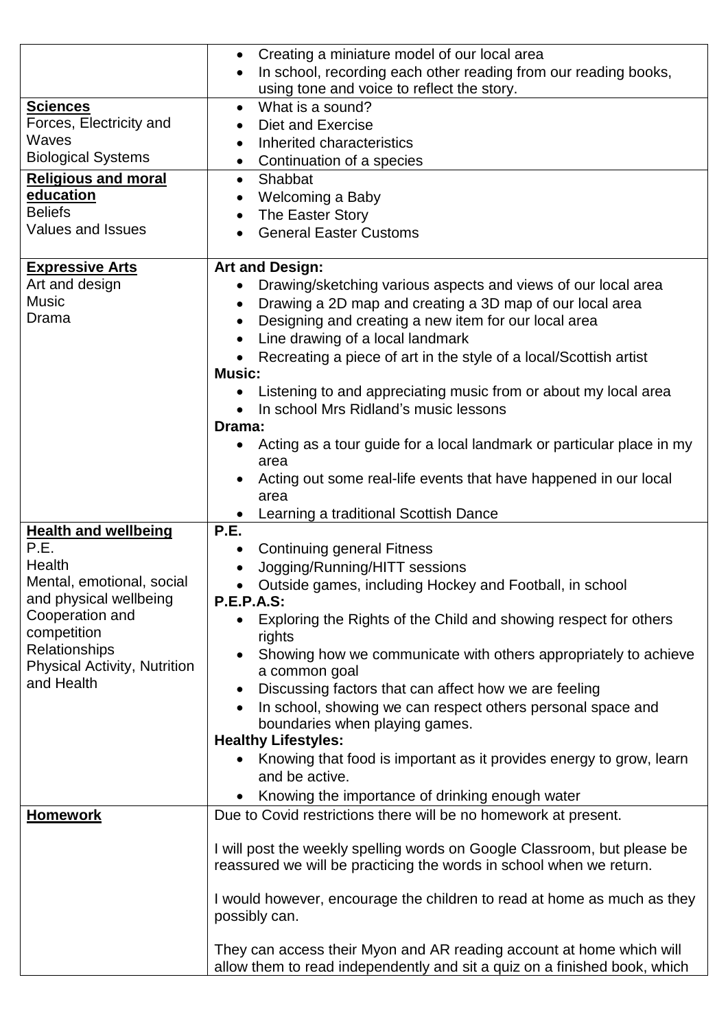| | |
|---|---|
| | • Creating a miniature model of our local area<br>• In school, recording each other reading from our reading books, using tone and voice to reflect the story. |
| **Sciences**<br>Forces, Electricity and Waves<br>Biological Systems | • What is a sound?<br>• Diet and Exercise<br>• Inherited characteristics<br>• Continuation of a species |
| **Religious and moral education**<br>Beliefs<br>Values and Issues | • Shabbat<br>• Welcoming a Baby<br>• The Easter Story<br>• General Easter Customs |
| **Expressive Arts**<br>Art and design<br>Music<br>Drama | **Art and Design:**<br>• Drawing/sketching various aspects and views of our local area<br>• Drawing a 2D map and creating a 3D map of our local area<br>• Designing and creating a new item for our local area<br>• Line drawing of a local landmark<br>• Recreating a piece of art in the style of a local/Scottish artist<br>**Music:**<br>• Listening to and appreciating music from or about my local area<br>• In school Mrs Ridland's music lessons<br>**Drama:**<br>• Acting as a tour guide for a local landmark or particular place in my area<br>• Acting out some real-life events that have happened in our local area<br>• Learning a traditional Scottish Dance |
| **Health and wellbeing**<br>P.E.<br>Health<br>Mental, emotional, social and physical wellbeing<br>Cooperation and competition<br>Relationships<br>Physical Activity, Nutrition and Health | **P.E.**<br>• Continuing general Fitness<br>• Jogging/Running/HITT sessions<br>• Outside games, including Hockey and Football, in school<br>**P.E.P.A.S:**<br>• Exploring the Rights of the Child and showing respect for others rights<br>• Showing how we communicate with others appropriately to achieve a common goal<br>• Discussing factors that can affect how we are feeling<br>• In school, showing we can respect others personal space and boundaries when playing games.<br>**Healthy Lifestyles:**<br>• Knowing that food is important as it provides energy to grow, learn and be active.<br>• Knowing the importance of drinking enough water |
| **Homework** | Due to Covid restrictions there will be no homework at present.<br><br>I will post the weekly spelling words on Google Classroom, but please be reassured we will be practicing the words in school when we return.<br><br>I would however, encourage the children to read at home as much as they possibly can.<br><br>They can access their Myon and AR reading account at home which will allow them to read independently and sit a quiz on a finished book, which |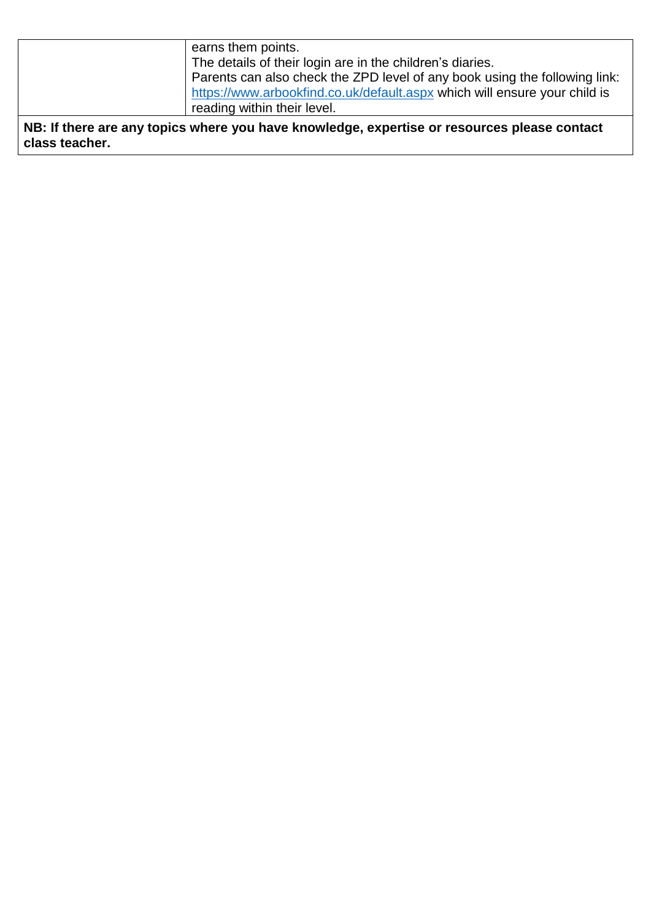| | |
|---|---|
| | earns them points.<br>The details of their login are in the children's diaries.<br>Parents can also check the ZPD level of any book using the following link: https://www.arbookfind.co.uk/default.aspx which will ensure your child is reading within their level. |

**NB: If there are any topics where you have knowledge, expertise or resources please contact class teacher.**